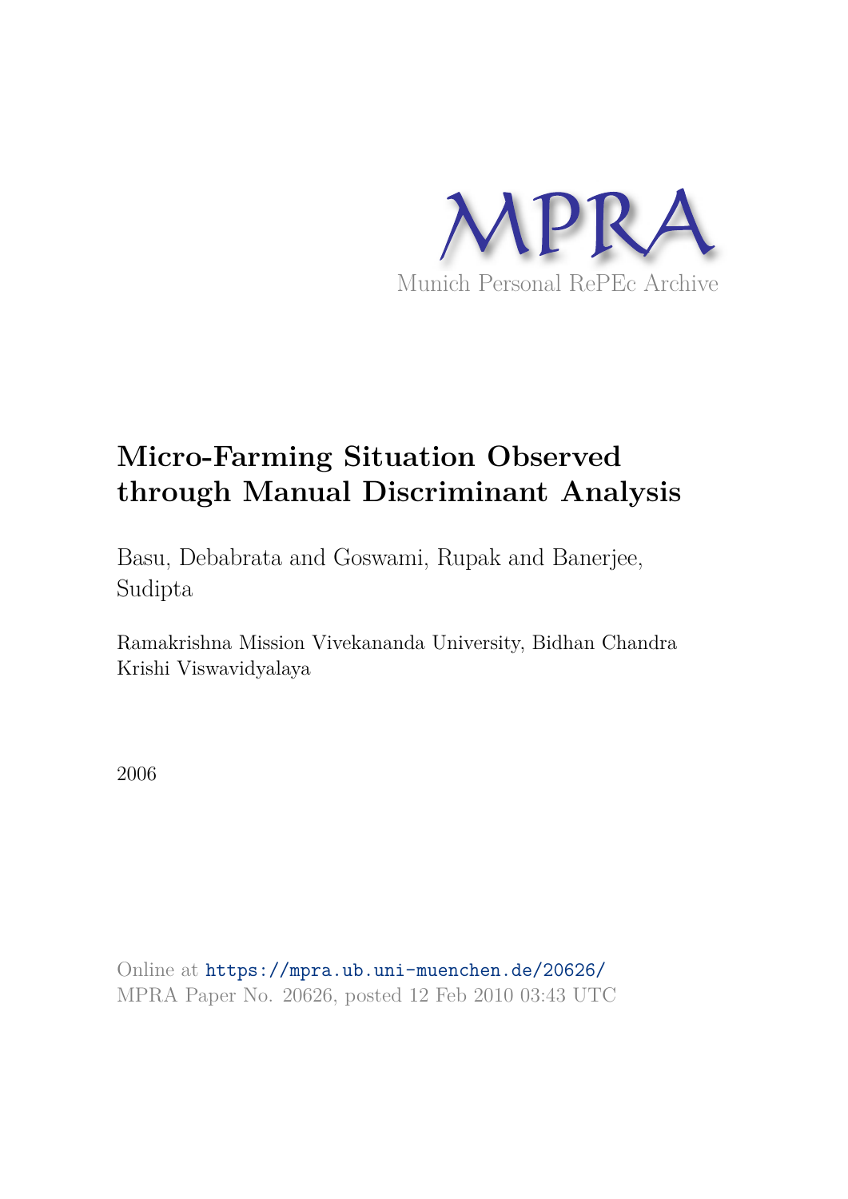MPRA

Munich Personal RePEc Archive

# Micro-Farming Situation Observed through Manual Discriminant Analysis

Basu, Debabrata and Goswami, Rupak and Banerjee, Sudipta

Ramakrishna Mission Vivekananda University, Bidhan Chandra Krishi Viswavidyalaya

2006

Online at https://mpra.ub.uni-muenchen.de/20626/
MPRA Paper No. 20626, posted 12 Feb 2010 03:43 UTC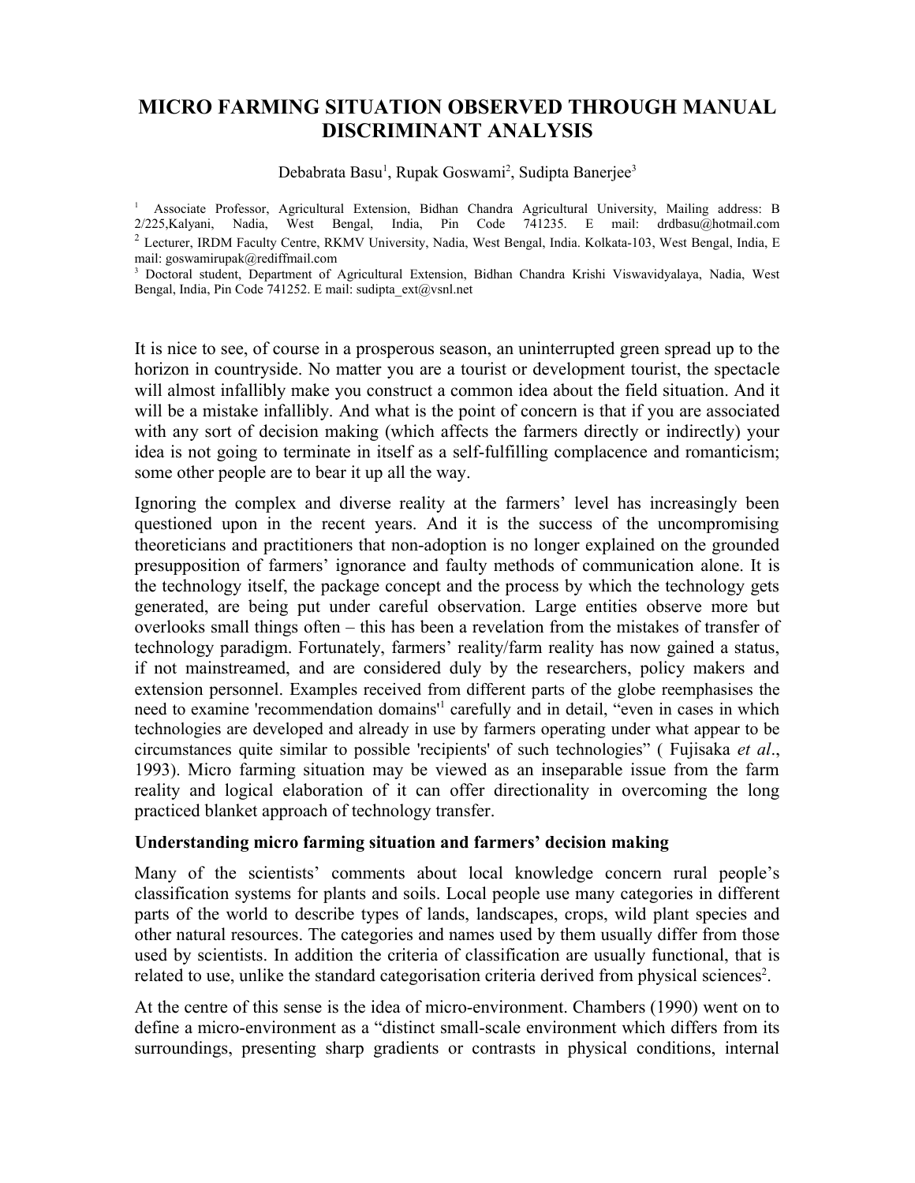# MICRO FARMING SITUATION OBSERVED THROUGH MANUAL DISCRIMINANT ANALYSIS

Debabrata Basu[1], Rupak Goswami[2], Sudipta Banerjee[3]

[1] Associate Professor, Agricultural Extension, Bidhan Chandra Agricultural University, Mailing address: B 2/225,Kalyani, Nadia, West Bengal, India, Pin Code 741235. E mail: drdbasu@hotmail.com

[2] Lecturer, IRDM Faculty Centre, RKMV University, Nadia, West Bengal, India. Kolkata-103, West Bengal, India, E mail: goswamirupak@rediffmail.com

[3] Doctoral student, Department of Agricultural Extension, Bidhan Chandra Krishi Viswavidyalaya, Nadia, West Bengal, India, Pin Code 741252. E mail: sudipta_ext@vsnl.net

It is nice to see, of course in a prosperous season, an uninterrupted green spread up to the horizon in countryside. No matter you are a tourist or development tourist, the spectacle will almost infallibly make you construct a common idea about the field situation. And it will be a mistake infallibly. And what is the point of concern is that if you are associated with any sort of decision making (which affects the farmers directly or indirectly) your idea is not going to terminate in itself as a self-fulfilling complacence and romanticism; some other people are to bear it up all the way.

Ignoring the complex and diverse reality at the farmers' level has increasingly been questioned upon in the recent years. And it is the success of the uncompromising theoreticians and practitioners that non-adoption is no longer explained on the grounded presupposition of farmers' ignorance and faulty methods of communication alone. It is the technology itself, the package concept and the process by which the technology gets generated, are being put under careful observation. Large entities observe more but overlooks small things often – this has been a revelation from the mistakes of transfer of technology paradigm. Fortunately, farmers' reality/farm reality has now gained a status, if not mainstreamed, and are considered duly by the researchers, policy makers and extension personnel. Examples received from different parts of the globe reemphasises the need to examine 'recommendation domains'[1] carefully and in detail, "even in cases in which technologies are developed and already in use by farmers operating under what appear to be circumstances quite similar to possible 'recipients' of such technologies" ( Fujisaka *et al*., 1993). Micro farming situation may be viewed as an inseparable issue from the farm reality and logical elaboration of it can offer directionality in overcoming the long practiced blanket approach of technology transfer.

## Understanding micro farming situation and farmers' decision making

Many of the scientists' comments about local knowledge concern rural people's classification systems for plants and soils. Local people use many categories in different parts of the world to describe types of lands, landscapes, crops, wild plant species and other natural resources. The categories and names used by them usually differ from those used by scientists. In addition the criteria of classification are usually functional, that is related to use, unlike the standard categorisation criteria derived from physical sciences[2].

At the centre of this sense is the idea of micro-environment. Chambers (1990) went on to define a micro-environment as a "distinct small-scale environment which differs from its surroundings, presenting sharp gradients or contrasts in physical conditions, internal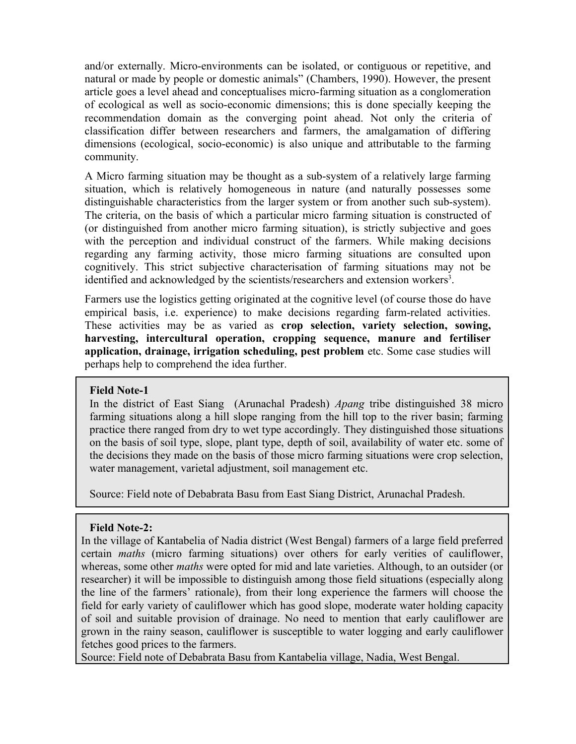and/or externally. Micro-environments can be isolated, or contiguous or repetitive, and natural or made by people or domestic animals" (Chambers, 1990). However, the present article goes a level ahead and conceptualises micro-farming situation as a conglomeration of ecological as well as socio-economic dimensions; this is done specially keeping the recommendation domain as the converging point ahead. Not only the criteria of classification differ between researchers and farmers, the amalgamation of differing dimensions (ecological, socio-economic) is also unique and attributable to the farming community.

A Micro farming situation may be thought as a sub-system of a relatively large farming situation, which is relatively homogeneous in nature (and naturally possesses some distinguishable characteristics from the larger system or from another such sub-system). The criteria, on the basis of which a particular micro farming situation is constructed of (or distinguished from another micro farming situation), is strictly subjective and goes with the perception and individual construct of the farmers. While making decisions regarding any farming activity, those micro farming situations are consulted upon cognitively. This strict subjective characterisation of farming situations may not be identified and acknowledged by the scientists/researchers and extension workers[3].

Farmers use the logistics getting originated at the cognitive level (of course those do have empirical basis, i.e. experience) to make decisions regarding farm-related activities. These activities may be as varied as **crop selection, variety selection, sowing, harvesting, intercultural operation, cropping sequence, manure and fertiliser application, drainage, irrigation scheduling, pest problem** etc. Some case studies will perhaps help to comprehend the idea further.

**Field Note-1**

In the district of East Siang (Arunachal Pradesh) *Apang* tribe distinguished 38 micro farming situations along a hill slope ranging from the hill top to the river basin; farming practice there ranged from dry to wet type accordingly. They distinguished those situations on the basis of soil type, slope, plant type, depth of soil, availability of water etc. some of the decisions they made on the basis of those micro farming situations were crop selection, water management, varietal adjustment, soil management etc.

Source: Field note of Debabrata Basu from East Siang District, Arunachal Pradesh.

**Field Note-2:**

In the village of Kantabelia of Nadia district (West Bengal) farmers of a large field preferred certain *maths* (micro farming situations) over others for early verities of cauliflower, whereas, some other *maths* were opted for mid and late varieties. Although, to an outsider (or researcher) it will be impossible to distinguish among those field situations (especially along the line of the farmers' rationale), from their long experience the farmers will choose the field for early variety of cauliflower which has good slope, moderate water holding capacity of soil and suitable provision of drainage. No need to mention that early cauliflower are grown in the rainy season, cauliflower is susceptible to water logging and early cauliflower fetches good prices to the farmers.

Source: Field note of Debabrata Basu from Kantabelia village, Nadia, West Bengal.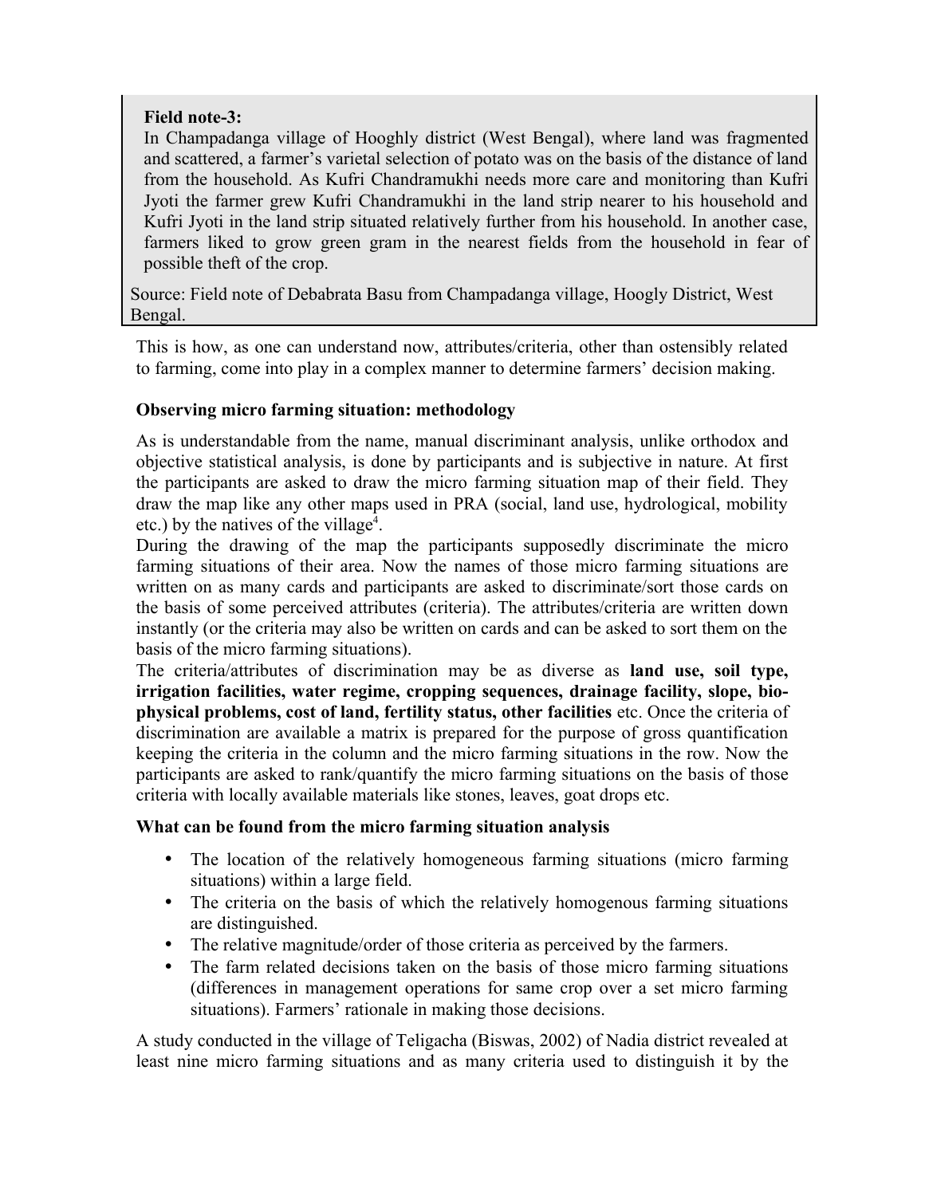> **Field note-3:**
> In Champadanga village of Hooghly district (West Bengal), where land was fragmented and scattered, a farmer's varietal selection of potato was on the basis of the distance of land from the household. As Kufri Chandramukhi needs more care and monitoring than Kufri Jyoti the farmer grew Kufri Chandramukhi in the land strip nearer to his household and Kufri Jyoti in the land strip situated relatively further from his household. In another case, farmers liked to grow green gram in the nearest fields from the household in fear of possible theft of the crop.
>
> Source: Field note of Debabrata Basu from Champadanga village, Hoogly District, West Bengal.

This is how, as one can understand now, attributes/criteria, other than ostensibly related to farming, come into play in a complex manner to determine farmers' decision making.

**Observing micro farming situation: methodology**

As is understandable from the name, manual discriminant analysis, unlike orthodox and objective statistical analysis, is done by participants and is subjective in nature. At first the participants are asked to draw the micro farming situation map of their field. They draw the map like any other maps used in PRA (social, land use, hydrological, mobility etc.) by the natives of the village[4].

During the drawing of the map the participants supposedly discriminate the micro farming situations of their area. Now the names of those micro farming situations are written on as many cards and participants are asked to discriminate/sort those cards on the basis of some perceived attributes (criteria). The attributes/criteria are written down instantly (or the criteria may also be written on cards and can be asked to sort them on the basis of the micro farming situations).

The criteria/attributes of discrimination may be as diverse as **land use, soil type, irrigation facilities, water regime, cropping sequences, drainage facility, slope, bio-physical problems, cost of land, fertility status, other facilities** etc. Once the criteria of discrimination are available a matrix is prepared for the purpose of gross quantification keeping the criteria in the column and the micro farming situations in the row. Now the participants are asked to rank/quantify the micro farming situations on the basis of those criteria with locally available materials like stones, leaves, goat drops etc.

**What can be found from the micro farming situation analysis**

- The location of the relatively homogeneous farming situations (micro farming situations) within a large field.
- The criteria on the basis of which the relatively homogenous farming situations are distinguished.
- The relative magnitude/order of those criteria as perceived by the farmers.
- The farm related decisions taken on the basis of those micro farming situations (differences in management operations for same crop over a set micro farming situations). Farmers' rationale in making those decisions.

A study conducted in the village of Teligacha (Biswas, 2002) of Nadia district revealed at least nine micro farming situations and as many criteria used to distinguish it by the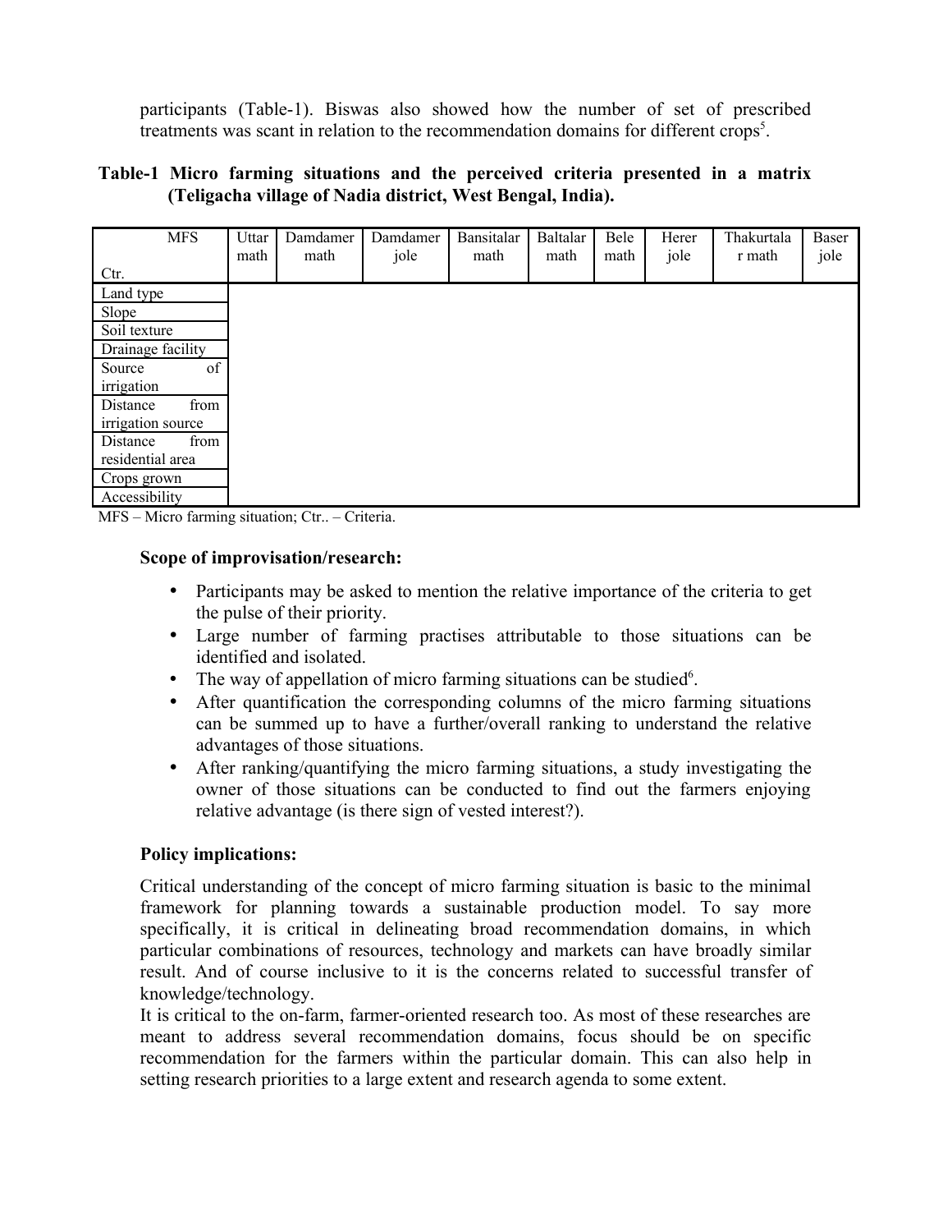participants (Table-1). Biswas also showed how the number of set of prescribed treatments was scant in relation to the recommendation domains for different crops[5].

**Table-1 Micro farming situations and the perceived criteria presented in a matrix (Teligacha village of Nadia district, West Bengal, India).**

| MFS / Ctr. | Uttar math | Damdamer math | Damdamer jole | Bansitalar math | Baltalar math | Bele math | Herer jole | Thakurtalar math | Baser jole |
|---|---|---|---|---|---|---|---|---|---|
| Land type | | | | | | | | | |
| Slope | | | | | | | | | |
| Soil texture | | | | | | | | | |
| Drainage facility | | | | | | | | | |
| Source of irrigation | | | | | | | | | |
| Distance from irrigation source | | | | | | | | | |
| Distance from residential area | | | | | | | | | |
| Crops grown | | | | | | | | | |
| Accessibility | | | | | | | | | |

MFS – Micro farming situation; Ctr.. – Criteria.

**Scope of improvisation/research:**

- Participants may be asked to mention the relative importance of the criteria to get the pulse of their priority.
- Large number of farming practises attributable to those situations can be identified and isolated.
- The way of appellation of micro farming situations can be studied[6].
- After quantification the corresponding columns of the micro farming situations can be summed up to have a further/overall ranking to understand the relative advantages of those situations.
- After ranking/quantifying the micro farming situations, a study investigating the owner of those situations can be conducted to find out the farmers enjoying relative advantage (is there sign of vested interest?).

**Policy implications:**

Critical understanding of the concept of micro farming situation is basic to the minimal framework for planning towards a sustainable production model. To say more specifically, it is critical in delineating broad recommendation domains, in which particular combinations of resources, technology and markets can have broadly similar result. And of course inclusive to it is the concerns related to successful transfer of knowledge/technology.

It is critical to the on-farm, farmer-oriented research too. As most of these researches are meant to address several recommendation domains, focus should be on specific recommendation for the farmers within the particular domain. This can also help in setting research priorities to a large extent and research agenda to some extent.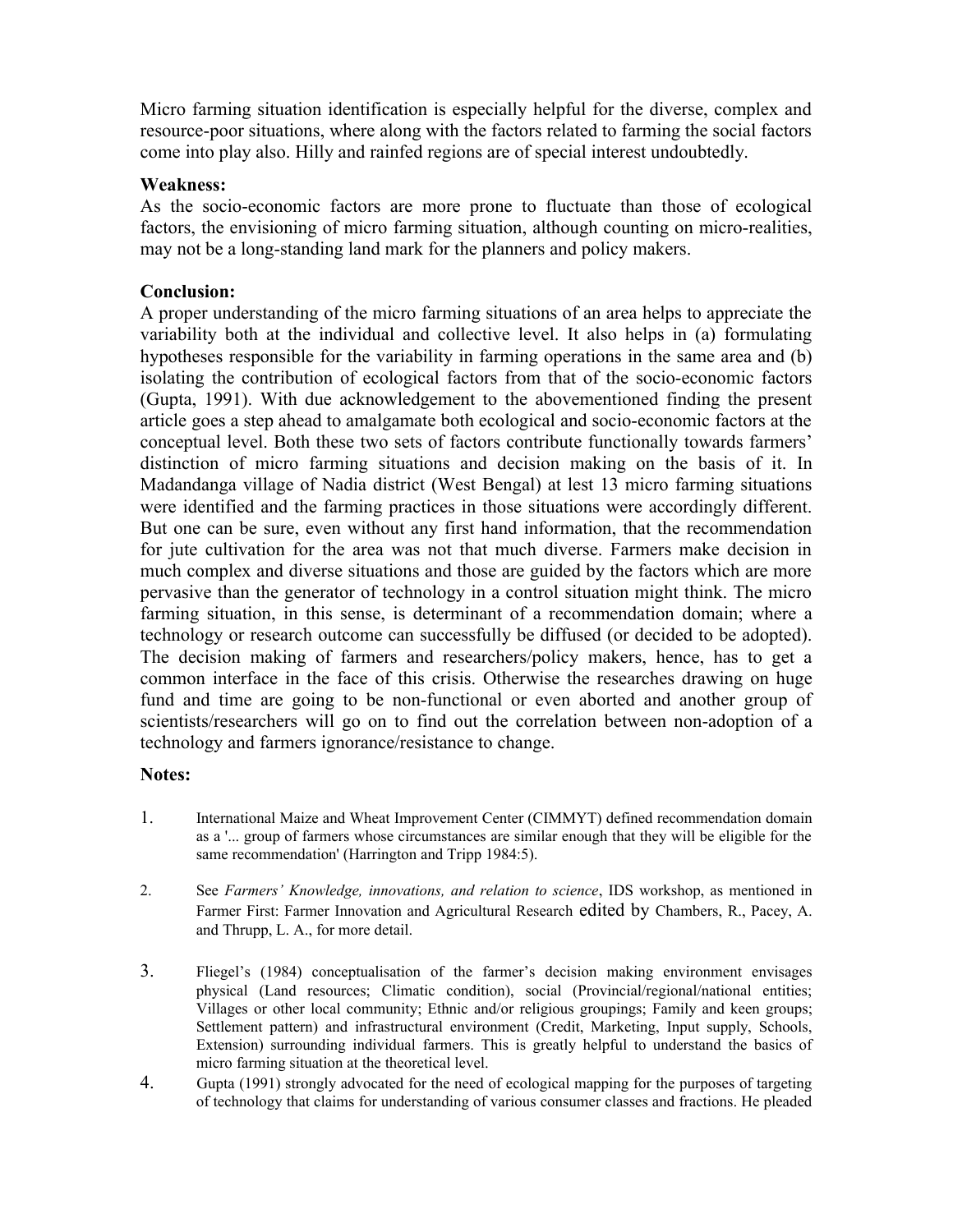Micro farming situation identification is especially helpful for the diverse, complex and resource-poor situations, where along with the factors related to farming the social factors come into play also. Hilly and rainfed regions are of special interest undoubtedly.

**Weakness:**

As the socio-economic factors are more prone to fluctuate than those of ecological factors, the envisioning of micro farming situation, although counting on micro-realities, may not be a long-standing land mark for the planners and policy makers.

**Conclusion:**

A proper understanding of the micro farming situations of an area helps to appreciate the variability both at the individual and collective level. It also helps in (a) formulating hypotheses responsible for the variability in farming operations in the same area and (b) isolating the contribution of ecological factors from that of the socio-economic factors (Gupta, 1991). With due acknowledgement to the abovementioned finding the present article goes a step ahead to amalgamate both ecological and socio-economic factors at the conceptual level. Both these two sets of factors contribute functionally towards farmers' distinction of micro farming situations and decision making on the basis of it. In Madandanga village of Nadia district (West Bengal) at lest 13 micro farming situations were identified and the farming practices in those situations were accordingly different. But one can be sure, even without any first hand information, that the recommendation for jute cultivation for the area was not that much diverse. Farmers make decision in much complex and diverse situations and those are guided by the factors which are more pervasive than the generator of technology in a control situation might think. The micro farming situation, in this sense, is determinant of a recommendation domain; where a technology or research outcome can successfully be diffused (or decided to be adopted). The decision making of farmers and researchers/policy makers, hence, has to get a common interface in the face of this crisis. Otherwise the researches drawing on huge fund and time are going to be non-functional or even aborted and another group of scientists/researchers will go on to find out the correlation between non-adoption of a technology and farmers ignorance/resistance to change.

**Notes:**

1. International Maize and Wheat Improvement Center (CIMMYT) defined recommendation domain as a '... group of farmers whose circumstances are similar enough that they will be eligible for the same recommendation' (Harrington and Tripp 1984:5).

2. See *Farmers' Knowledge, innovations, and relation to science*, IDS workshop, as mentioned in Farmer First: Farmer Innovation and Agricultural Research edited by Chambers, R., Pacey, A. and Thrupp, L. A., for more detail.

3. Fliegel's (1984) conceptualisation of the farmer's decision making environment envisages physical (Land resources; Climatic condition), social (Provincial/regional/national entities; Villages or other local community; Ethnic and/or religious groupings; Family and keen groups; Settlement pattern) and infrastructural environment (Credit, Marketing, Input supply, Schools, Extension) surrounding individual farmers. This is greatly helpful to understand the basics of micro farming situation at the theoretical level.

4. Gupta (1991) strongly advocated for the need of ecological mapping for the purposes of targeting of technology that claims for understanding of various consumer classes and fractions. He pleaded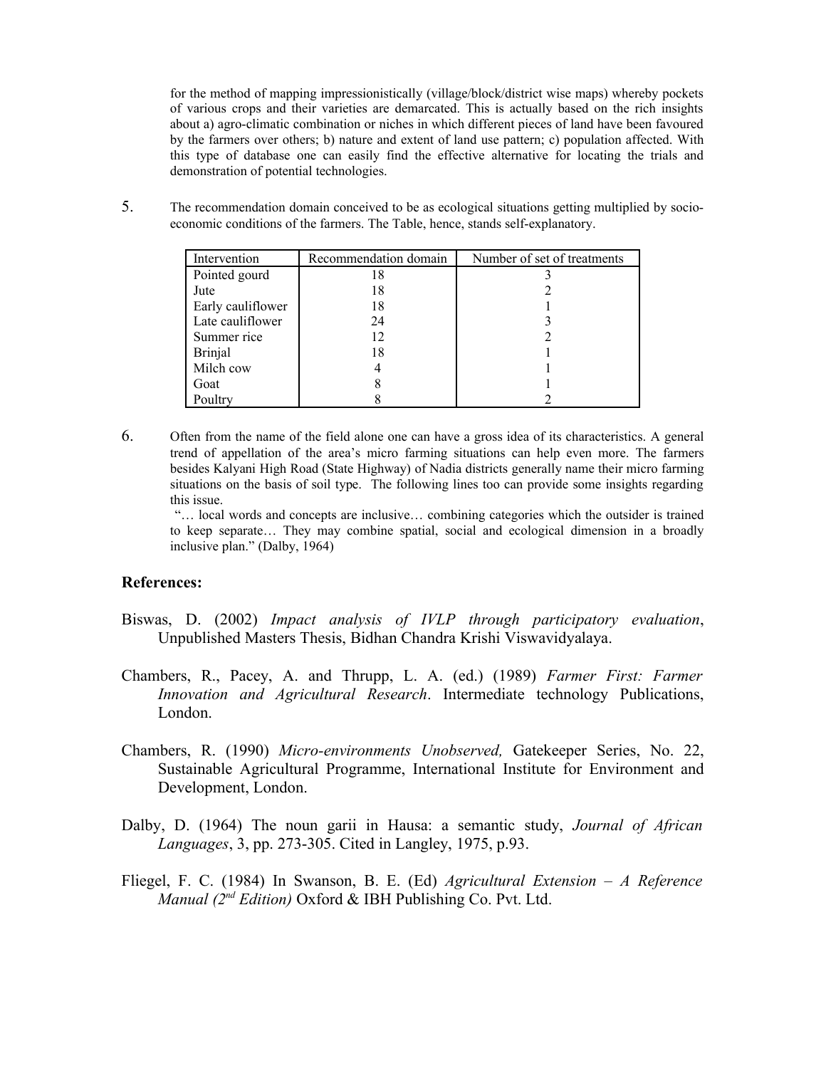for the method of mapping impressionistically (village/block/district wise maps) whereby pockets of various crops and their varieties are demarcated. This is actually based on the rich insights about a) agro-climatic combination or niches in which different pieces of land have been favoured by the farmers over others; b) nature and extent of land use pattern; c) population affected. With this type of database one can easily find the effective alternative for locating the trials and demonstration of potential technologies.

5. The recommendation domain conceived to be as ecological situations getting multiplied by socio-economic conditions of the farmers. The Table, hence, stands self-explanatory.

| Intervention | Recommendation domain | Number of set of treatments |
|---|---|---|
| Pointed gourd | 18 | 3 |
| Jute | 18 | 2 |
| Early cauliflower | 18 | 1 |
| Late cauliflower | 24 | 3 |
| Summer rice | 12 | 2 |
| Brinjal | 18 | 1 |
| Milch cow | 4 | 1 |
| Goat | 8 | 1 |
| Poultry | 8 | 2 |

6. Often from the name of the field alone one can have a gross idea of its characteristics. A general trend of appellation of the area's micro farming situations can help even more. The farmers besides Kalyani High Road (State Highway) of Nadia districts generally name their micro farming situations on the basis of soil type. The following lines too can provide some insights regarding this issue.

"… local words and concepts are inclusive… combining categories which the outsider is trained to keep separate… They may combine spatial, social and ecological dimension in a broadly inclusive plan." (Dalby, 1964)

## References:

Biswas, D. (2002) *Impact analysis of IVLP through participatory evaluation*, Unpublished Masters Thesis, Bidhan Chandra Krishi Viswavidyalaya.

Chambers, R., Pacey, A. and Thrupp, L. A. (ed.) (1989) *Farmer First: Farmer Innovation and Agricultural Research*. Intermediate technology Publications, London.

Chambers, R. (1990) *Micro-environments Unobserved,* Gatekeeper Series, No. 22, Sustainable Agricultural Programme, International Institute for Environment and Development, London.

Dalby, D. (1964) The noun garii in Hausa: a semantic study, *Journal of African Languages*, 3, pp. 273-305. Cited in Langley, 1975, p.93.

Fliegel, F. C. (1984) In Swanson, B. E. (Ed) *Agricultural Extension – A Reference Manual (2nd Edition)* Oxford & IBH Publishing Co. Pvt. Ltd.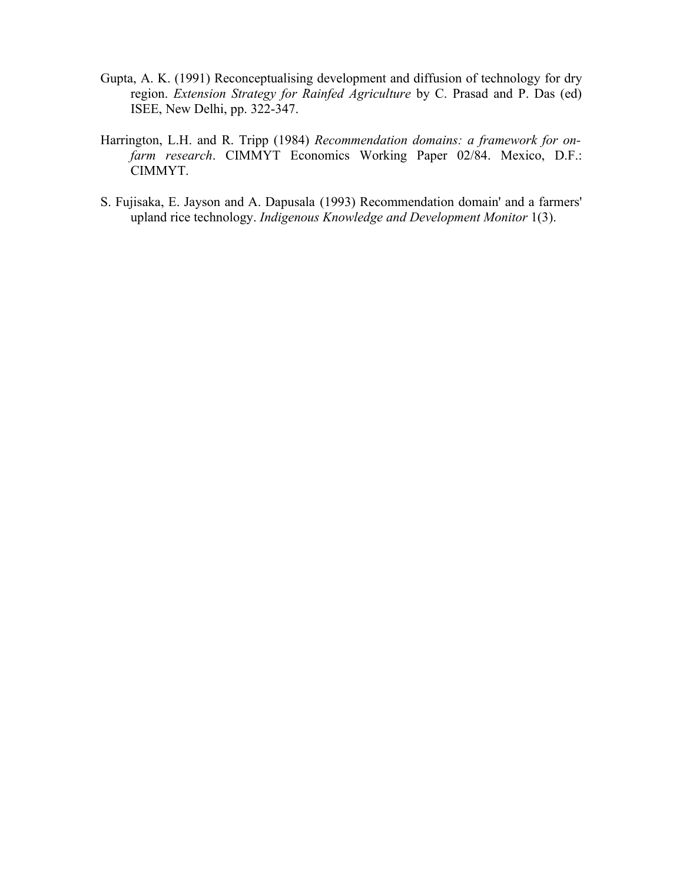Gupta, A. K. (1991) Reconceptualising development and diffusion of technology for dry region. *Extension Strategy for Rainfed Agriculture* by C. Prasad and P. Das (ed) ISEE, New Delhi, pp. 322-347.

Harrington, L.H. and R. Tripp (1984) *Recommendation domains: a framework for on-farm research*. CIMMYT Economics Working Paper 02/84. Mexico, D.F.: CIMMYT.

S. Fujisaka, E. Jayson and A. Dapusala (1993) Recommendation domain' and a farmers' upland rice technology. *Indigenous Knowledge and Development Monitor* 1(3).